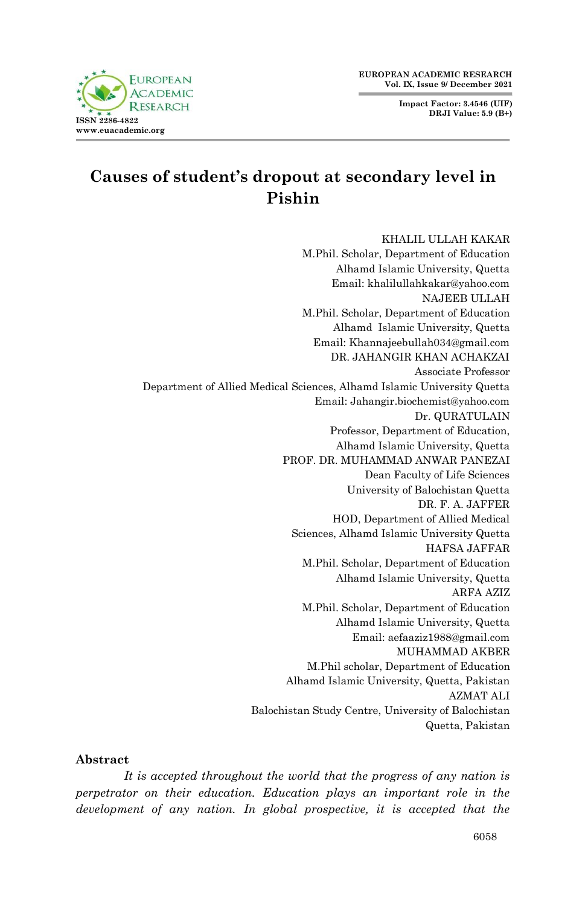# Causes of student's dropout at secondary level in Pishin

KHALIL ULLAH KAKAR
M.Phil. Scholar, Department of Education
Alhamd Islamic University, Quetta
Email: khalilullahkakar@yahoo.com

NAJEEB ULLAH
M.Phil. Scholar, Department of Education
Alhamd Islamic University, Quetta
Email: Khannajeebullah034@gmail.com

DR. JAHANGIR KHAN ACHAKZAI
Associate Professor
Department of Allied Medical Sciences, Alhamd Islamic University Quetta
Email: Jahangir.biochemist@yahoo.com

Dr. QURATULAIN
Professor, Department of Education,
Alhamd Islamic University, Quetta

PROF. DR. MUHAMMAD ANWAR PANEZAI
Dean Faculty of Life Sciences
University of Balochistan Quetta

DR. F. A. JAFFER
HOD, Department of Allied Medical Sciences, Alhamd Islamic University Quetta

HAFSA JAFFAR
M.Phil. Scholar, Department of Education
Alhamd Islamic University, Quetta

ARFA AZIZ
M.Phil. Scholar, Department of Education
Alhamd Islamic University, Quetta
Email: aefaaziz1988@gmail.com

MUHAMMAD AKBER
M.Phil scholar, Department of Education
Alhamd Islamic University, Quetta, Pakistan

AZMAT ALI
Balochistan Study Centre, University of Balochistan
Quetta, Pakistan

## Abstract

*It is accepted throughout the world that the progress of any nation is perpetrator on their education. Education plays an important role in the development of any nation. In global prospective, it is accepted that the*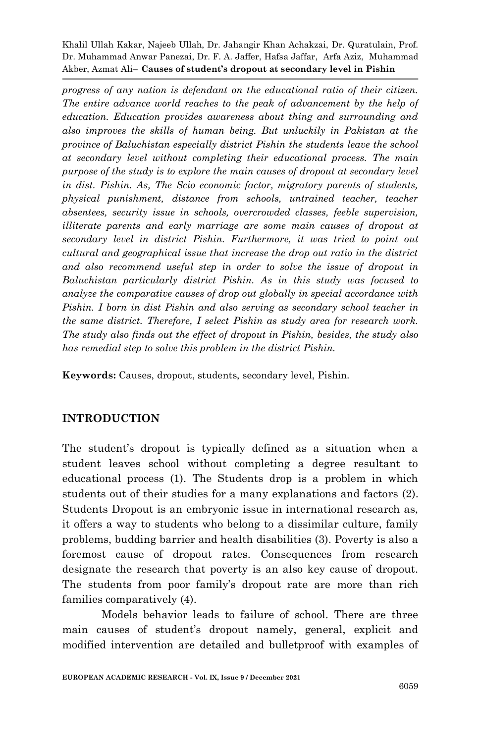*progress of any nation is defendant on the educational ratio of their citizen. The entire advance world reaches to the peak of advancement by the help of education. Education provides awareness about thing and surrounding and also improves the skills of human being. But unluckily in Pakistan at the province of Baluchistan especially district Pishin the students leave the school at secondary level without completing their educational process. The main purpose of the study is to explore the main causes of dropout at secondary level in dist. Pishin. As, The Scio economic factor, migratory parents of students, physical punishment, distance from schools, untrained teacher, teacher absentees, security issue in schools, overcrowded classes, feeble supervision, illiterate parents and early marriage are some main causes of dropout at secondary level in district Pishin. Furthermore, it was tried to point out cultural and geographical issue that increase the drop out ratio in the district and also recommend useful step in order to solve the issue of dropout in Baluchistan particularly district Pishin. As in this study was focused to analyze the comparative causes of drop out globally in special accordance with Pishin. I born in dist Pishin and also serving as secondary school teacher in the same district. Therefore, I select Pishin as study area for research work. The study also finds out the effect of dropout in Pishin, besides, the study also has remedial step to solve this problem in the district Pishin.*

**Keywords:** Causes, dropout, students, secondary level, Pishin.

## INTRODUCTION

The student's dropout is typically defined as a situation when a student leaves school without completing a degree resultant to educational process (1). The Students drop is a problem in which students out of their studies for a many explanations and factors (2). Students Dropout is an embryonic issue in international research as, it offers a way to students who belong to a dissimilar culture, family problems, budding barrier and health disabilities (3). Poverty is also a foremost cause of dropout rates. Consequences from research designate the research that poverty is an also key cause of dropout. The students from poor family's dropout rate are more than rich families comparatively (4).

Models behavior leads to failure of school. There are three main causes of student's dropout namely, general, explicit and modified intervention are detailed and bulletproof with examples of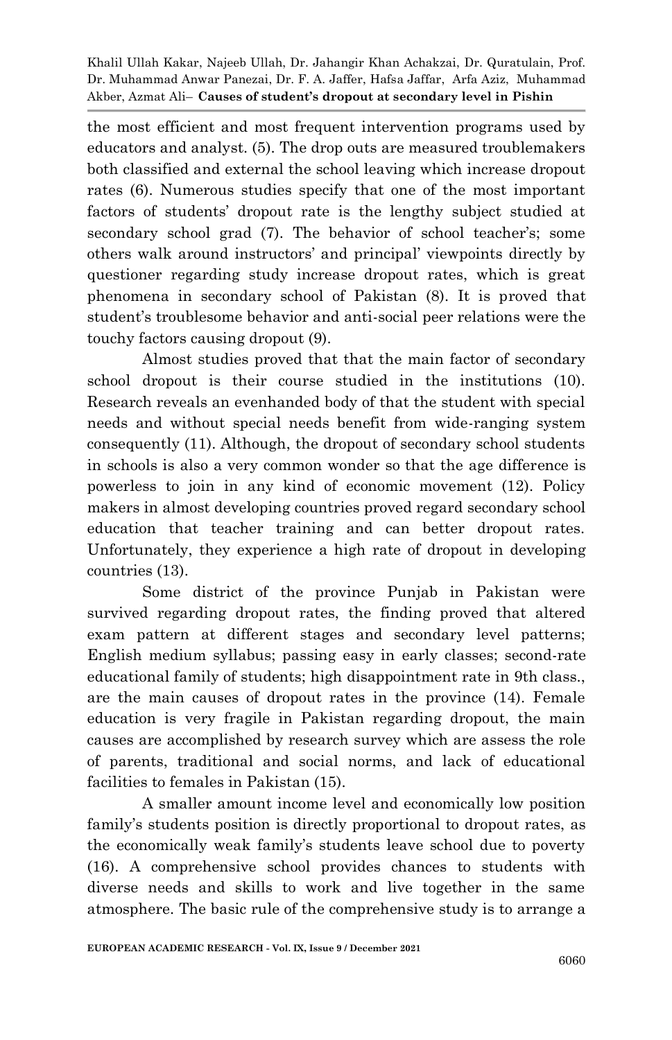the most efficient and most frequent intervention programs used by educators and analyst. (5). The drop outs are measured troublemakers both classified and external the school leaving which increase dropout rates (6). Numerous studies specify that one of the most important factors of students' dropout rate is the lengthy subject studied at secondary school grad (7). The behavior of school teacher's; some others walk around instructors' and principal' viewpoints directly by questioner regarding study increase dropout rates, which is great phenomena in secondary school of Pakistan (8). It is proved that student's troublesome behavior and anti-social peer relations were the touchy factors causing dropout (9).

Almost studies proved that that the main factor of secondary school dropout is their course studied in the institutions (10). Research reveals an evenhanded body of that the student with special needs and without special needs benefit from wide-ranging system consequently (11). Although, the dropout of secondary school students in schools is also a very common wonder so that the age difference is powerless to join in any kind of economic movement (12). Policy makers in almost developing countries proved regard secondary school education that teacher training and can better dropout rates. Unfortunately, they experience a high rate of dropout in developing countries (13).

Some district of the province Punjab in Pakistan were survived regarding dropout rates, the finding proved that altered exam pattern at different stages and secondary level patterns; English medium syllabus; passing easy in early classes; second-rate educational family of students; high disappointment rate in 9th class., are the main causes of dropout rates in the province (14). Female education is very fragile in Pakistan regarding dropout, the main causes are accomplished by research survey which are assess the role of parents, traditional and social norms, and lack of educational facilities to females in Pakistan (15).

A smaller amount income level and economically low position family's students position is directly proportional to dropout rates, as the economically weak family's students leave school due to poverty (16). A comprehensive school provides chances to students with diverse needs and skills to work and live together in the same atmosphere. The basic rule of the comprehensive study is to arrange a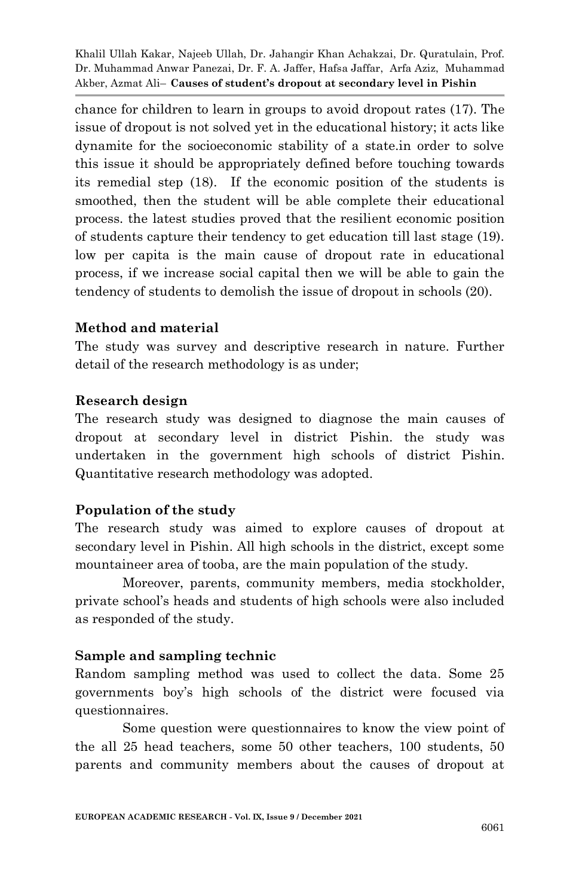chance for children to learn in groups to avoid dropout rates (17). The issue of dropout is not solved yet in the educational history; it acts like dynamite for the socioeconomic stability of a state.in order to solve this issue it should be appropriately defined before touching towards its remedial step (18). If the economic position of the students is smoothed, then the student will be able complete their educational process. the latest studies proved that the resilient economic position of students capture their tendency to get education till last stage (19). low per capita is the main cause of dropout rate in educational process, if we increase social capital then we will be able to gain the tendency of students to demolish the issue of dropout in schools (20).

## Method and material

The study was survey and descriptive research in nature. Further detail of the research methodology is as under;

### Research design

The research study was designed to diagnose the main causes of dropout at secondary level in district Pishin. the study was undertaken in the government high schools of district Pishin. Quantitative research methodology was adopted.

### Population of the study

The research study was aimed to explore causes of dropout at secondary level in Pishin. All high schools in the district, except some mountaineer area of tooba, are the main population of the study.

Moreover, parents, community members, media stockholder, private school's heads and students of high schools were also included as responded of the study.

### Sample and sampling technic

Random sampling method was used to collect the data. Some 25 governments boy's high schools of the district were focused via questionnaires.

Some question were questionnaires to know the view point of the all 25 head teachers, some 50 other teachers, 100 students, 50 parents and community members about the causes of dropout at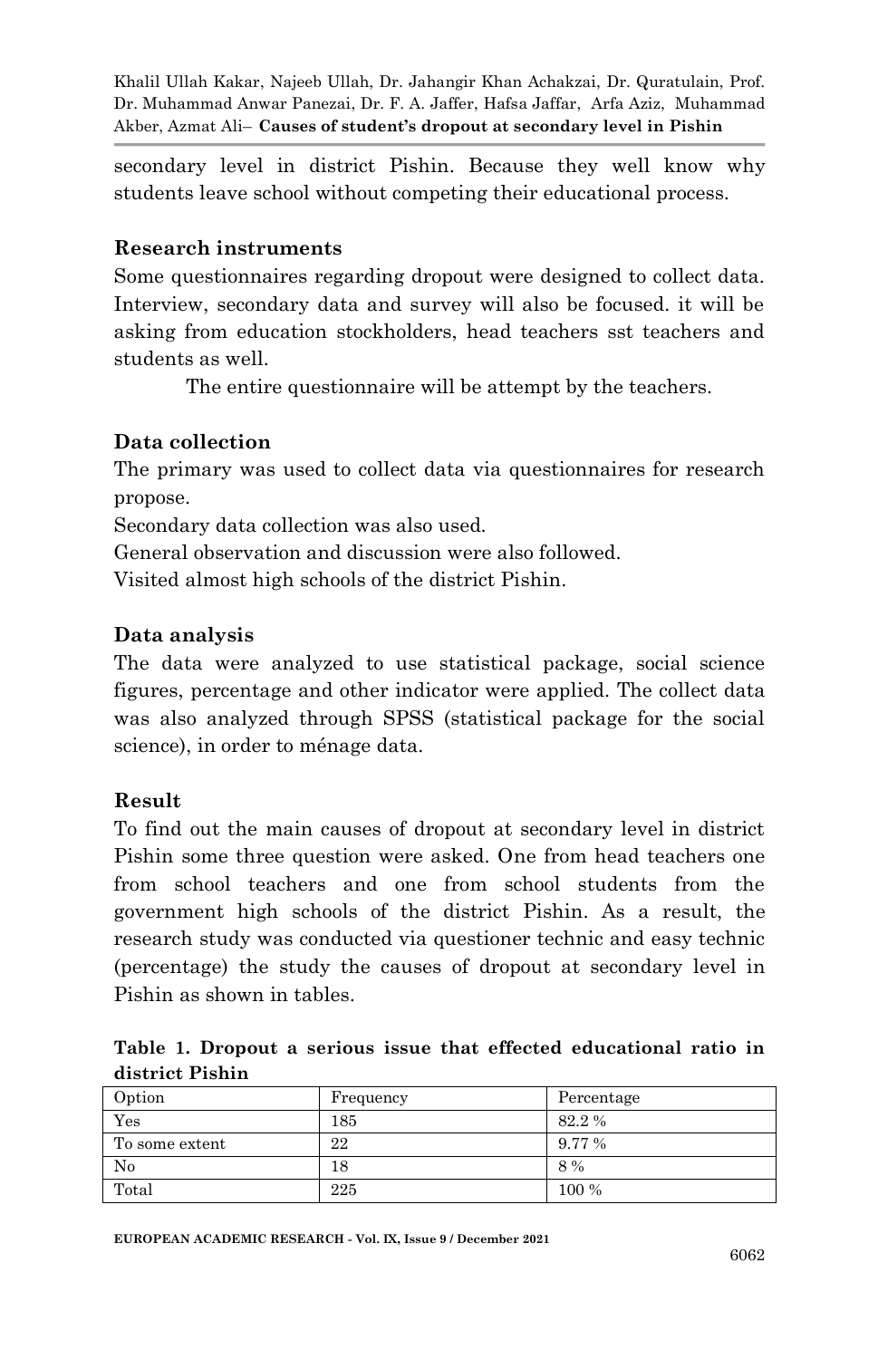secondary level in district Pishin. Because they well know why students leave school without competing their educational process.

## Research instruments

Some questionnaires regarding dropout were designed to collect data. Interview, secondary data and survey will also be focused. it will be asking from education stockholders, head teachers sst teachers and students as well.

The entire questionnaire will be attempt by the teachers.

## Data collection

The primary was used to collect data via questionnaires for research propose.

Secondary data collection was also used.

General observation and discussion were also followed.

Visited almost high schools of the district Pishin.

## Data analysis

The data were analyzed to use statistical package, social science figures, percentage and other indicator were applied. The collect data was also analyzed through SPSS (statistical package for the social science), in order to ménage data.

## Result

To find out the main causes of dropout at secondary level in district Pishin some three question were asked. One from head teachers one from school teachers and one from school students from the government high schools of the district Pishin. As a result, the research study was conducted via questioner technic and easy technic (percentage) the study the causes of dropout at secondary level in Pishin as shown in tables.

**Table 1. Dropout a serious issue that effected educational ratio in district Pishin**

| Option | Frequency | Percentage |
|---|---|---|
| Yes | 185 | 82.2 % |
| To some extent | 22 | 9.77 % |
| No | 18 | 8 % |
| Total | 225 | 100 % |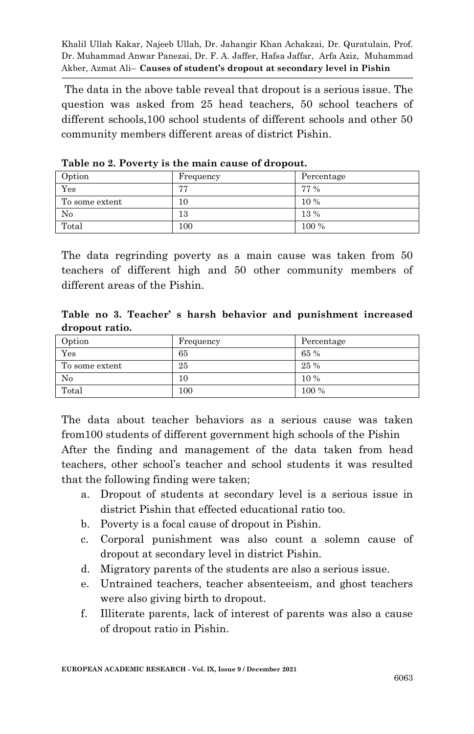The data in the above table reveal that dropout is a serious issue. The question was asked from 25 head teachers, 50 school teachers of different schools,100 school students of different schools and other 50 community members different areas of district Pishin.

**Table no 2. Poverty is the main cause of dropout.**

| Option | Frequency | Percentage |
|---|---|---|
| Yes | 77 | 77 % |
| To some extent | 10 | 10 % |
| No | 13 | 13 % |
| Total | 100 | 100 % |

The data regrinding poverty as a main cause was taken from 50 teachers of different high and 50 other community members of different areas of the Pishin.

**Table no 3. Teacher' s harsh behavior and punishment increased dropout ratio.**

| Option | Frequency | Percentage |
|---|---|---|
| Yes | 65 | 65 % |
| To some extent | 25 | 25 % |
| No | 10 | 10 % |
| Total | 100 | 100 % |

The data about teacher behaviors as a serious cause was taken from100 students of different government high schools of the Pishin

After the finding and management of the data taken from head teachers, other school's teacher and school students it was resulted that the following finding were taken;

a. Dropout of students at secondary level is a serious issue in district Pishin that effected educational ratio too.
b. Poverty is a focal cause of dropout in Pishin.
c. Corporal punishment was also count a solemn cause of dropout at secondary level in district Pishin.
d. Migratory parents of the students are also a serious issue.
e. Untrained teachers, teacher absenteeism, and ghost teachers were also giving birth to dropout.
f. Illiterate parents, lack of interest of parents was also a cause of dropout ratio in Pishin.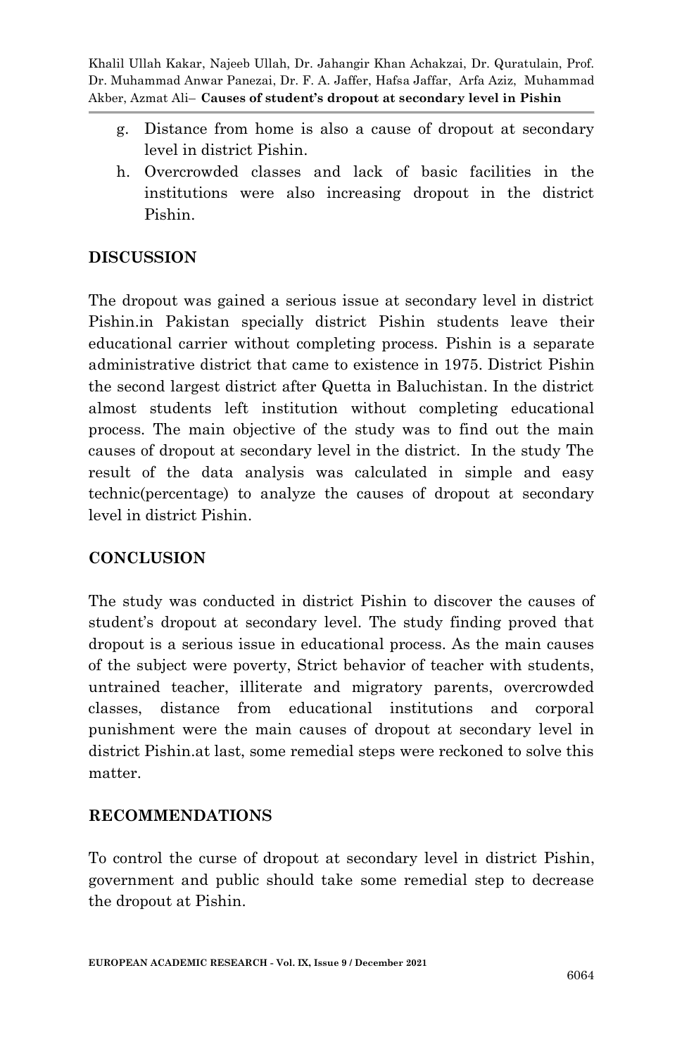g. Distance from home is also a cause of dropout at secondary level in district Pishin.
h. Overcrowded classes and lack of basic facilities in the institutions were also increasing dropout in the district Pishin.

## DISCUSSION

The dropout was gained a serious issue at secondary level in district Pishin.in Pakistan specially district Pishin students leave their educational carrier without completing process. Pishin is a separate administrative district that came to existence in 1975. District Pishin the second largest district after Quetta in Baluchistan. In the district almost students left institution without completing educational process. The main objective of the study was to find out the main causes of dropout at secondary level in the district. In the study The result of the data analysis was calculated in simple and easy technic(percentage) to analyze the causes of dropout at secondary level in district Pishin.

## CONCLUSION

The study was conducted in district Pishin to discover the causes of student's dropout at secondary level. The study finding proved that dropout is a serious issue in educational process. As the main causes of the subject were poverty, Strict behavior of teacher with students, untrained teacher, illiterate and migratory parents, overcrowded classes, distance from educational institutions and corporal punishment were the main causes of dropout at secondary level in district Pishin.at last, some remedial steps were reckoned to solve this matter.

## RECOMMENDATIONS

To control the curse of dropout at secondary level in district Pishin, government and public should take some remedial step to decrease the dropout at Pishin.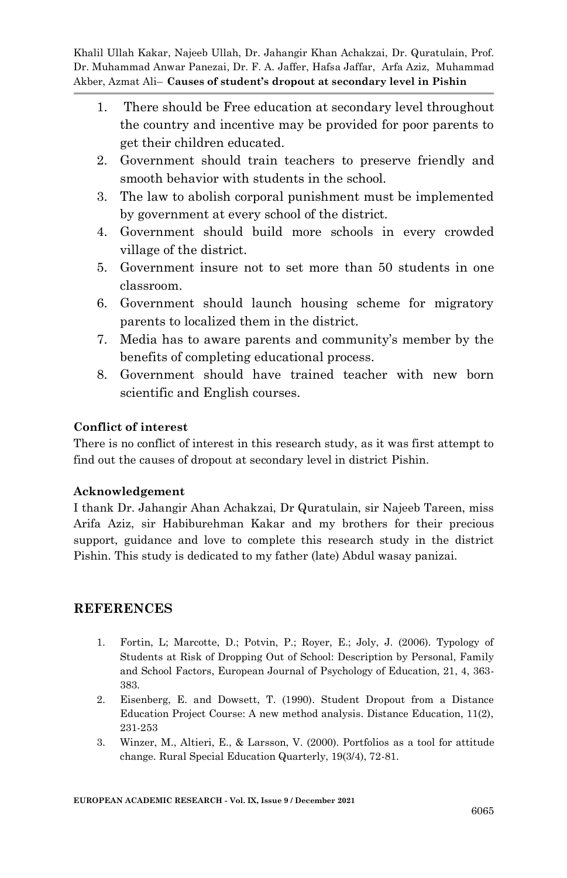1. There should be Free education at secondary level throughout the country and incentive may be provided for poor parents to get their children educated.
2. Government should train teachers to preserve friendly and smooth behavior with students in the school.
3. The law to abolish corporal punishment must be implemented by government at every school of the district.
4. Government should build more schools in every crowded village of the district.
5. Government insure not to set more than 50 students in one classroom.
6. Government should launch housing scheme for migratory parents to localized them in the district.
7. Media has to aware parents and community's member by the benefits of completing educational process.
8. Government should have trained teacher with new born scientific and English courses.

**Conflict of interest**

There is no conflict of interest in this research study, as it was first attempt to find out the causes of dropout at secondary level in district Pishin.

**Acknowledgement**

I thank Dr. Jahangir Ahan Achakzai, Dr Quratulain, sir Najeeb Tareen, miss Arifa Aziz, sir Habiburehman Kakar and my brothers for their precious support, guidance and love to complete this research study in the district Pishin. This study is dedicated to my father (late) Abdul wasay panizai.

## REFERENCES

1. Fortin, L; Marcotte, D.; Potvin, P.; Royer, E.; Joly, J. (2006). Typology of Students at Risk of Dropping Out of School: Description by Personal, Family and School Factors, European Journal of Psychology of Education, 21, 4, 363-383.
2. Eisenberg, E. and Dowsett, T. (1990). Student Dropout from a Distance Education Project Course: A new method analysis. Distance Education, 11(2), 231-253
3. Winzer, M., Altieri, E., & Larsson, V. (2000). Portfolios as a tool for attitude change. Rural Special Education Quarterly, 19(3/4), 72-81.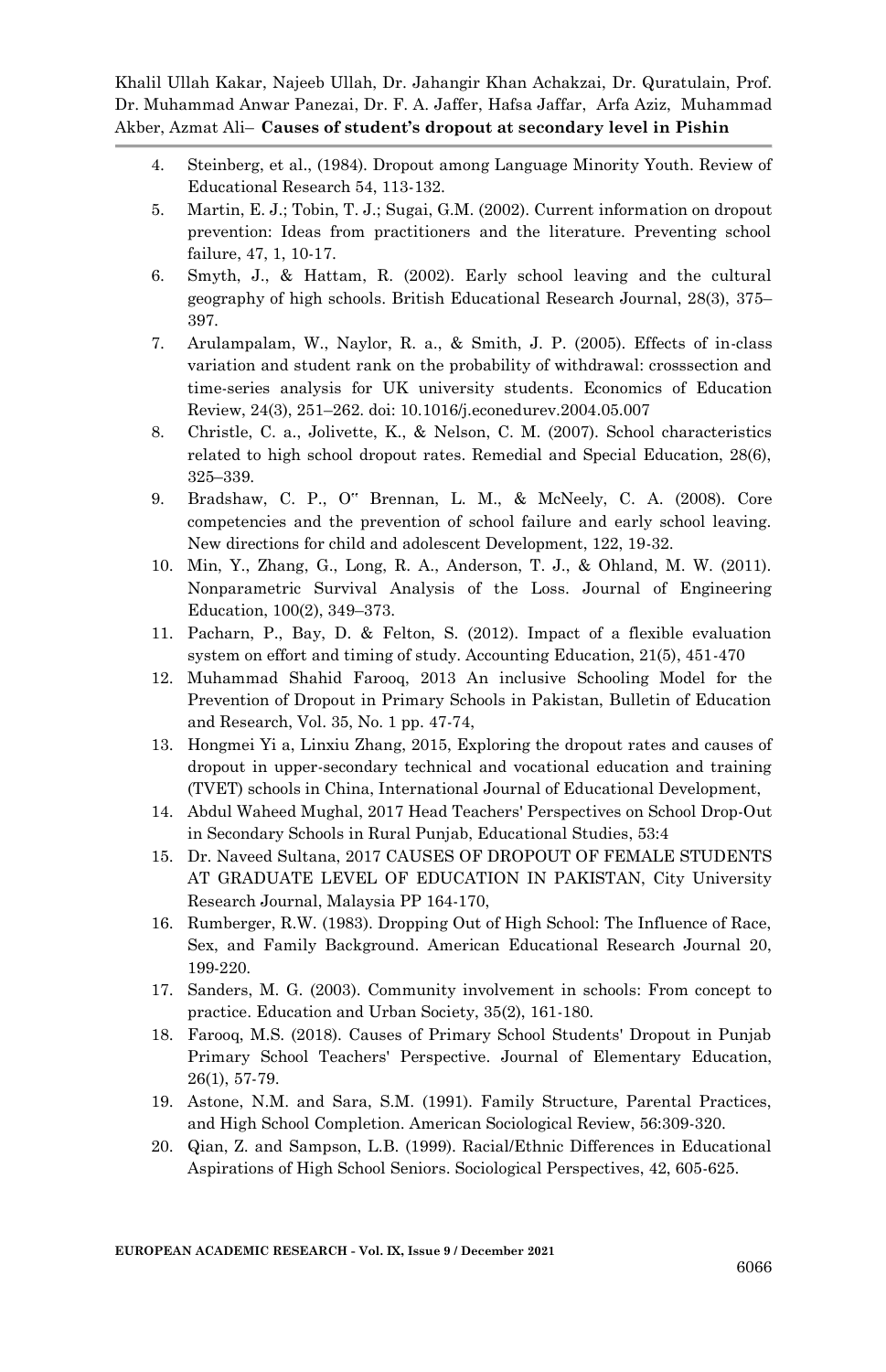4. Steinberg, et al., (1984). Dropout among Language Minority Youth. Review of Educational Research 54, 113-132.
5. Martin, E. J.; Tobin, T. J.; Sugai, G.M. (2002). Current information on dropout prevention: Ideas from practitioners and the literature. Preventing school failure, 47, 1, 10-17.
6. Smyth, J., & Hattam, R. (2002). Early school leaving and the cultural geography of high schools. British Educational Research Journal, 28(3), 375–397.
7. Arulampalam, W., Naylor, R. a., & Smith, J. P. (2005). Effects of in-class variation and student rank on the probability of withdrawal: crosssection and time-series analysis for UK university students. Economics of Education Review, 24(3), 251–262. doi: 10.1016/j.econedurev.2004.05.007
8. Christle, C. a., Jolivette, K., & Nelson, C. M. (2007). School characteristics related to high school dropout rates. Remedial and Special Education, 28(6), 325–339.
9. Bradshaw, C. P., O" Brennan, L. M., & McNeely, C. A. (2008). Core competencies and the prevention of school failure and early school leaving. New directions for child and adolescent Development, 122, 19-32.
10. Min, Y., Zhang, G., Long, R. A., Anderson, T. J., & Ohland, M. W. (2011). Nonparametric Survival Analysis of the Loss. Journal of Engineering Education, 100(2), 349–373.
11. Pacharn, P., Bay, D. & Felton, S. (2012). Impact of a flexible evaluation system on effort and timing of study. Accounting Education, 21(5), 451-470
12. Muhammad Shahid Farooq, 2013 An inclusive Schooling Model for the Prevention of Dropout in Primary Schools in Pakistan, Bulletin of Education and Research, Vol. 35, No. 1 pp. 47-74,
13. Hongmei Yi a, Linxiu Zhang, 2015, Exploring the dropout rates and causes of dropout in upper-secondary technical and vocational education and training (TVET) schools in China, International Journal of Educational Development,
14. Abdul Waheed Mughal, 2017 Head Teachers' Perspectives on School Drop-Out in Secondary Schools in Rural Punjab, Educational Studies, 53:4
15. Dr. Naveed Sultana, 2017 CAUSES OF DROPOUT OF FEMALE STUDENTS AT GRADUATE LEVEL OF EDUCATION IN PAKISTAN, City University Research Journal, Malaysia PP 164-170,
16. Rumberger, R.W. (1983). Dropping Out of High School: The Influence of Race, Sex, and Family Background. American Educational Research Journal 20, 199-220.
17. Sanders, M. G. (2003). Community involvement in schools: From concept to practice. Education and Urban Society, 35(2), 161-180.
18. Farooq, M.S. (2018). Causes of Primary School Students' Dropout in Punjab Primary School Teachers' Perspective. Journal of Elementary Education, 26(1), 57-79.
19. Astone, N.M. and Sara, S.M. (1991). Family Structure, Parental Practices, and High School Completion. American Sociological Review, 56:309-320.
20. Qian, Z. and Sampson, L.B. (1999). Racial/Ethnic Differences in Educational Aspirations of High School Seniors. Sociological Perspectives, 42, 605-625.